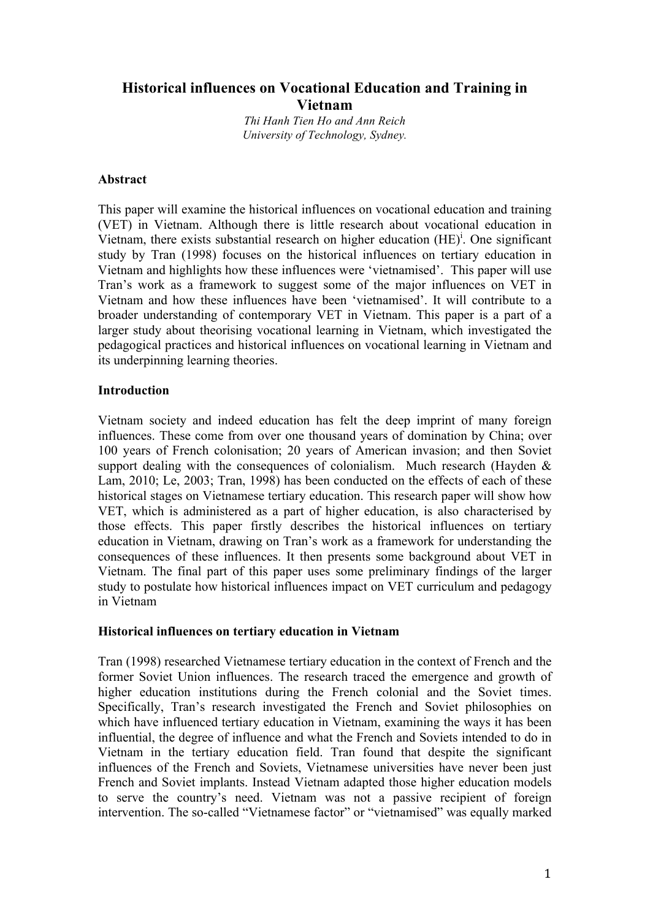# Historical influences on Vocational Education and Training in Vietnam

*Thi Hanh Tien Ho and Ann Reich*
*University of Technology, Sydney.*

## Abstract

This paper will examine the historical influences on vocational education and training (VET) in Vietnam. Although there is little research about vocational education in Vietnam, there exists substantial research on higher education (HE)[i]. One significant study by Tran (1998) focuses on the historical influences on tertiary education in Vietnam and highlights how these influences were 'vietnamised'. This paper will use Tran's work as a framework to suggest some of the major influences on VET in Vietnam and how these influences have been 'vietnamised'. It will contribute to a broader understanding of contemporary VET in Vietnam. This paper is a part of a larger study about theorising vocational learning in Vietnam, which investigated the pedagogical practices and historical influences on vocational learning in Vietnam and its underpinning learning theories.

## Introduction

Vietnam society and indeed education has felt the deep imprint of many foreign influences. These come from over one thousand years of domination by China; over 100 years of French colonisation; 20 years of American invasion; and then Soviet support dealing with the consequences of colonialism. Much research (Hayden & Lam, 2010; Le, 2003; Tran, 1998) has been conducted on the effects of each of these historical stages on Vietnamese tertiary education. This research paper will show how VET, which is administered as a part of higher education, is also characterised by those effects. This paper firstly describes the historical influences on tertiary education in Vietnam, drawing on Tran's work as a framework for understanding the consequences of these influences. It then presents some background about VET in Vietnam. The final part of this paper uses some preliminary findings of the larger study to postulate how historical influences impact on VET curriculum and pedagogy in Vietnam

## Historical influences on tertiary education in Vietnam

Tran (1998) researched Vietnamese tertiary education in the context of French and the former Soviet Union influences. The research traced the emergence and growth of higher education institutions during the French colonial and the Soviet times. Specifically, Tran's research investigated the French and Soviet philosophies on which have influenced tertiary education in Vietnam, examining the ways it has been influential, the degree of influence and what the French and Soviets intended to do in Vietnam in the tertiary education field. Tran found that despite the significant influences of the French and Soviets, Vietnamese universities have never been just French and Soviet implants. Instead Vietnam adapted those higher education models to serve the country's need. Vietnam was not a passive recipient of foreign intervention. The so-called "Vietnamese factor" or "vietnamised" was equally marked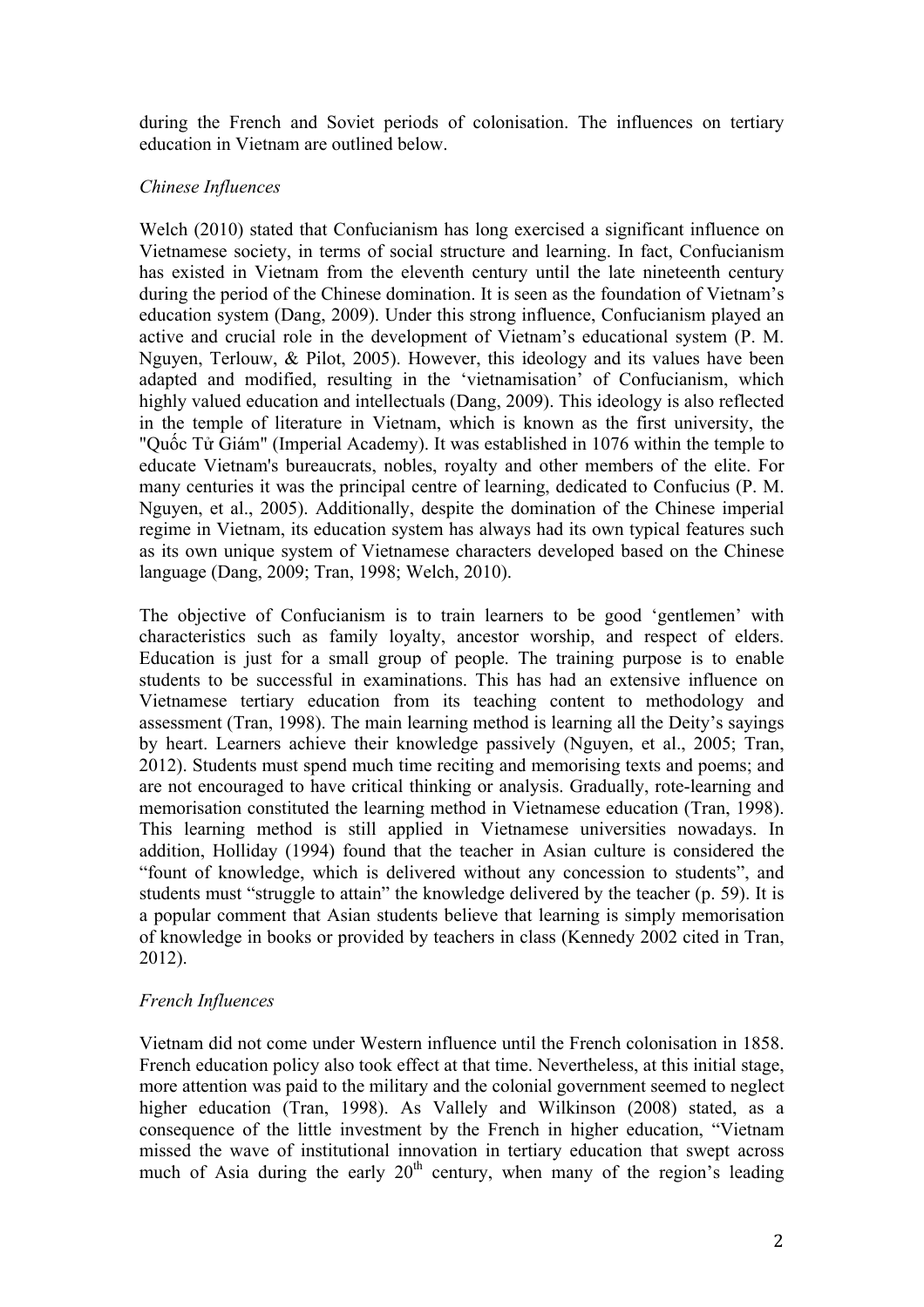during the French and Soviet periods of colonisation. The influences on tertiary education in Vietnam are outlined below.

*Chinese Influences*

Welch (2010) stated that Confucianism has long exercised a significant influence on Vietnamese society, in terms of social structure and learning. In fact, Confucianism has existed in Vietnam from the eleventh century until the late nineteenth century during the period of the Chinese domination. It is seen as the foundation of Vietnam's education system (Dang, 2009). Under this strong influence, Confucianism played an active and crucial role in the development of Vietnam's educational system (P. M. Nguyen, Terlouw, & Pilot, 2005). However, this ideology and its values have been adapted and modified, resulting in the 'vietnamisation' of Confucianism, which highly valued education and intellectuals (Dang, 2009). This ideology is also reflected in the temple of literature in Vietnam, which is known as the first university, the "Quốc Tử Giám" (Imperial Academy). It was established in 1076 within the temple to educate Vietnam's bureaucrats, nobles, royalty and other members of the elite. For many centuries it was the principal centre of learning, dedicated to Confucius (P. M. Nguyen, et al., 2005). Additionally, despite the domination of the Chinese imperial regime in Vietnam, its education system has always had its own typical features such as its own unique system of Vietnamese characters developed based on the Chinese language (Dang, 2009; Tran, 1998; Welch, 2010).

The objective of Confucianism is to train learners to be good 'gentlemen' with characteristics such as family loyalty, ancestor worship, and respect of elders. Education is just for a small group of people. The training purpose is to enable students to be successful in examinations. This has had an extensive influence on Vietnamese tertiary education from its teaching content to methodology and assessment (Tran, 1998). The main learning method is learning all the Deity's sayings by heart. Learners achieve their knowledge passively (Nguyen, et al., 2005; Tran, 2012). Students must spend much time reciting and memorising texts and poems; and are not encouraged to have critical thinking or analysis. Gradually, rote-learning and memorisation constituted the learning method in Vietnamese education (Tran, 1998). This learning method is still applied in Vietnamese universities nowadays. In addition, Holliday (1994) found that the teacher in Asian culture is considered the "fount of knowledge, which is delivered without any concession to students", and students must "struggle to attain" the knowledge delivered by the teacher (p. 59). It is a popular comment that Asian students believe that learning is simply memorisation of knowledge in books or provided by teachers in class (Kennedy 2002 cited in Tran, 2012).

*French Influences*

Vietnam did not come under Western influence until the French colonisation in 1858. French education policy also took effect at that time. Nevertheless, at this initial stage, more attention was paid to the military and the colonial government seemed to neglect higher education (Tran, 1998). As Vallely and Wilkinson (2008) stated, as a consequence of the little investment by the French in higher education, "Vietnam missed the wave of institutional innovation in tertiary education that swept across much of Asia during the early 20th century, when many of the region's leading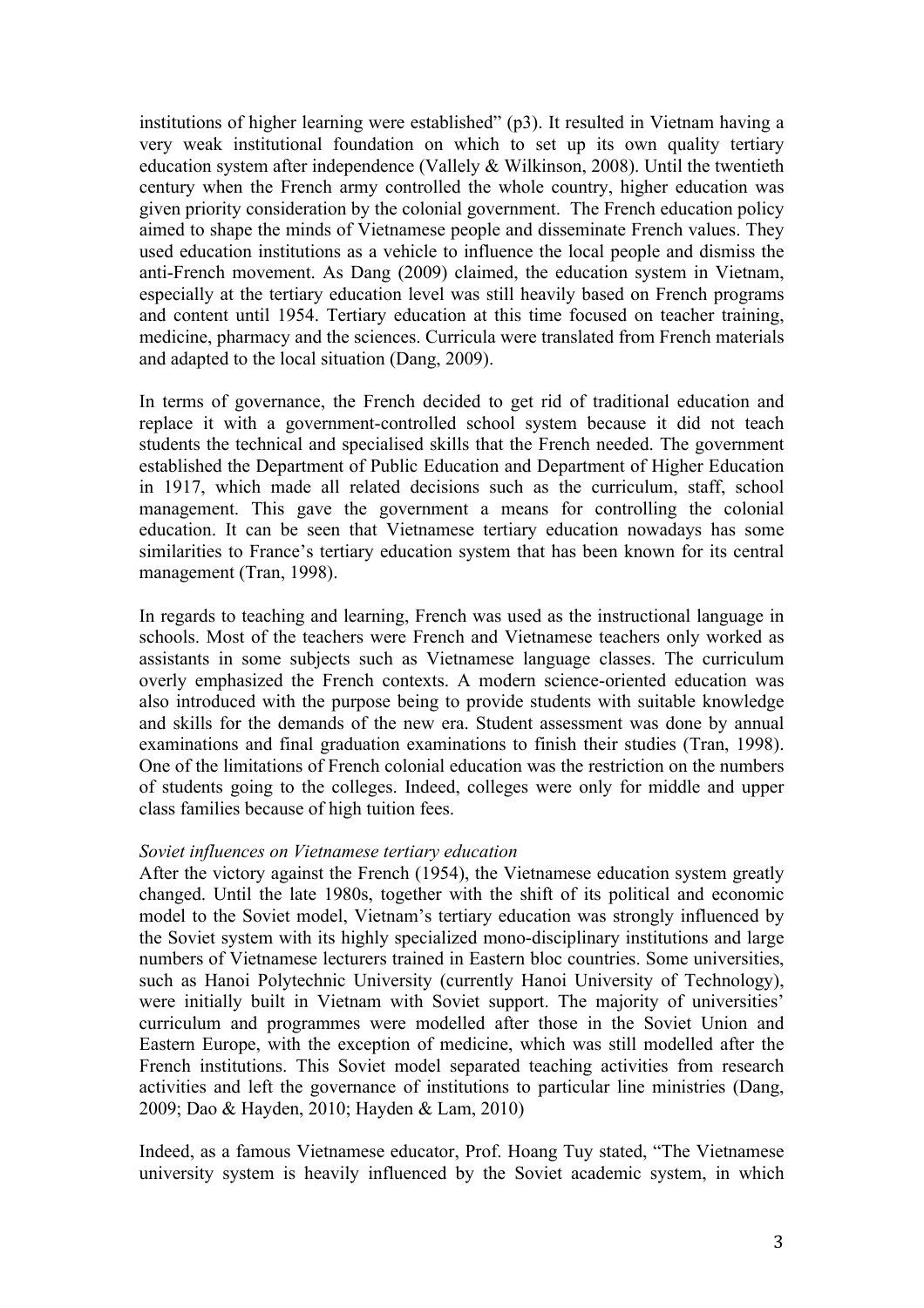institutions of higher learning were established" (p3). It resulted in Vietnam having a very weak institutional foundation on which to set up its own quality tertiary education system after independence (Vallely & Wilkinson, 2008). Until the twentieth century when the French army controlled the whole country, higher education was given priority consideration by the colonial government. The French education policy aimed to shape the minds of Vietnamese people and disseminate French values. They used education institutions as a vehicle to influence the local people and dismiss the anti-French movement. As Dang (2009) claimed, the education system in Vietnam, especially at the tertiary education level was still heavily based on French programs and content until 1954. Tertiary education at this time focused on teacher training, medicine, pharmacy and the sciences. Curricula were translated from French materials and adapted to the local situation (Dang, 2009).

In terms of governance, the French decided to get rid of traditional education and replace it with a government-controlled school system because it did not teach students the technical and specialised skills that the French needed. The government established the Department of Public Education and Department of Higher Education in 1917, which made all related decisions such as the curriculum, staff, school management. This gave the government a means for controlling the colonial education. It can be seen that Vietnamese tertiary education nowadays has some similarities to France's tertiary education system that has been known for its central management (Tran, 1998).

In regards to teaching and learning, French was used as the instructional language in schools. Most of the teachers were French and Vietnamese teachers only worked as assistants in some subjects such as Vietnamese language classes. The curriculum overly emphasized the French contexts. A modern science-oriented education was also introduced with the purpose being to provide students with suitable knowledge and skills for the demands of the new era. Student assessment was done by annual examinations and final graduation examinations to finish their studies (Tran, 1998). One of the limitations of French colonial education was the restriction on the numbers of students going to the colleges. Indeed, colleges were only for middle and upper class families because of high tuition fees.

*Soviet influences on Vietnamese tertiary education*

After the victory against the French (1954), the Vietnamese education system greatly changed. Until the late 1980s, together with the shift of its political and economic model to the Soviet model, Vietnam's tertiary education was strongly influenced by the Soviet system with its highly specialized mono-disciplinary institutions and large numbers of Vietnamese lecturers trained in Eastern bloc countries. Some universities, such as Hanoi Polytechnic University (currently Hanoi University of Technology), were initially built in Vietnam with Soviet support. The majority of universities' curriculum and programmes were modelled after those in the Soviet Union and Eastern Europe, with the exception of medicine, which was still modelled after the French institutions. This Soviet model separated teaching activities from research activities and left the governance of institutions to particular line ministries (Dang, 2009; Dao & Hayden, 2010; Hayden & Lam, 2010)

Indeed, as a famous Vietnamese educator, Prof. Hoang Tuy stated, "The Vietnamese university system is heavily influenced by the Soviet academic system, in which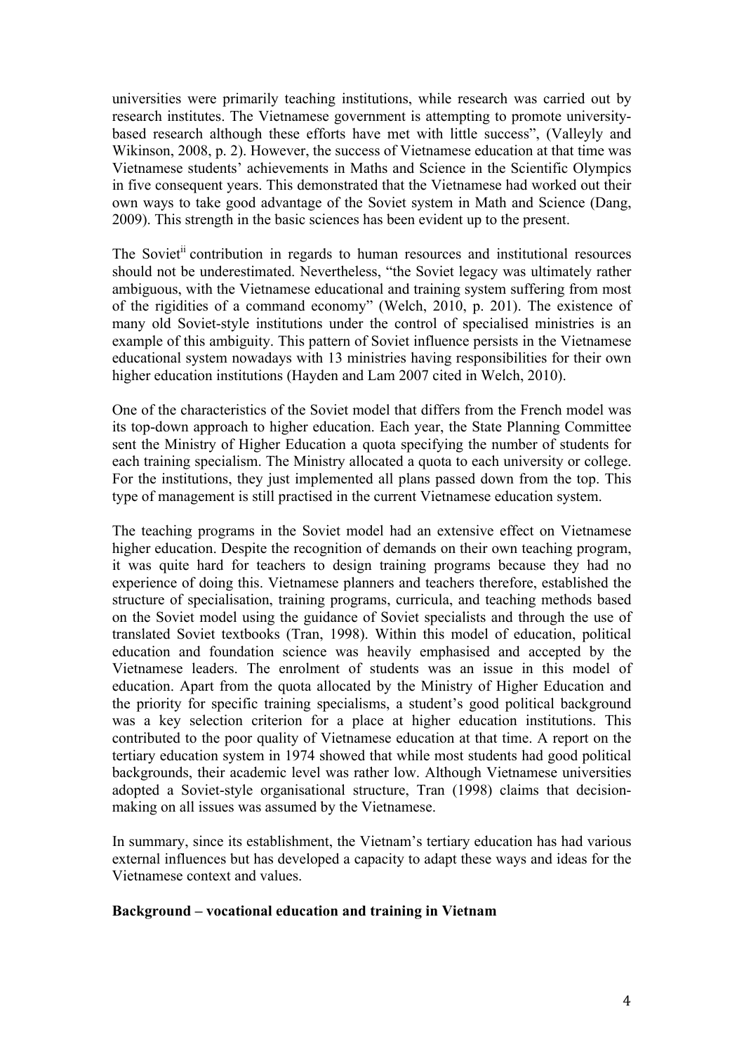universities were primarily teaching institutions, while research was carried out by research institutes. The Vietnamese government is attempting to promote university-based research although these efforts have met with little success", (Valleyly and Wikinson, 2008, p. 2). However, the success of Vietnamese education at that time was Vietnamese students' achievements in Maths and Science in the Scientific Olympics in five consequent years. This demonstrated that the Vietnamese had worked out their own ways to take good advantage of the Soviet system in Math and Science (Dang, 2009). This strength in the basic sciences has been evident up to the present.

The Soviet[ii] contribution in regards to human resources and institutional resources should not be underestimated. Nevertheless, "the Soviet legacy was ultimately rather ambiguous, with the Vietnamese educational and training system suffering from most of the rigidities of a command economy" (Welch, 2010, p. 201). The existence of many old Soviet-style institutions under the control of specialised ministries is an example of this ambiguity. This pattern of Soviet influence persists in the Vietnamese educational system nowadays with 13 ministries having responsibilities for their own higher education institutions (Hayden and Lam 2007 cited in Welch, 2010).

One of the characteristics of the Soviet model that differs from the French model was its top-down approach to higher education. Each year, the State Planning Committee sent the Ministry of Higher Education a quota specifying the number of students for each training specialism. The Ministry allocated a quota to each university or college. For the institutions, they just implemented all plans passed down from the top. This type of management is still practised in the current Vietnamese education system.

The teaching programs in the Soviet model had an extensive effect on Vietnamese higher education. Despite the recognition of demands on their own teaching program, it was quite hard for teachers to design training programs because they had no experience of doing this. Vietnamese planners and teachers therefore, established the structure of specialisation, training programs, curricula, and teaching methods based on the Soviet model using the guidance of Soviet specialists and through the use of translated Soviet textbooks (Tran, 1998). Within this model of education, political education and foundation science was heavily emphasised and accepted by the Vietnamese leaders. The enrolment of students was an issue in this model of education. Apart from the quota allocated by the Ministry of Higher Education and the priority for specific training specialisms, a student's good political background was a key selection criterion for a place at higher education institutions. This contributed to the poor quality of Vietnamese education at that time. A report on the tertiary education system in 1974 showed that while most students had good political backgrounds, their academic level was rather low. Although Vietnamese universities adopted a Soviet-style organisational structure, Tran (1998) claims that decision-making on all issues was assumed by the Vietnamese.

In summary, since its establishment, the Vietnam's tertiary education has had various external influences but has developed a capacity to adapt these ways and ideas for the Vietnamese context and values.

**Background – vocational education and training in Vietnam**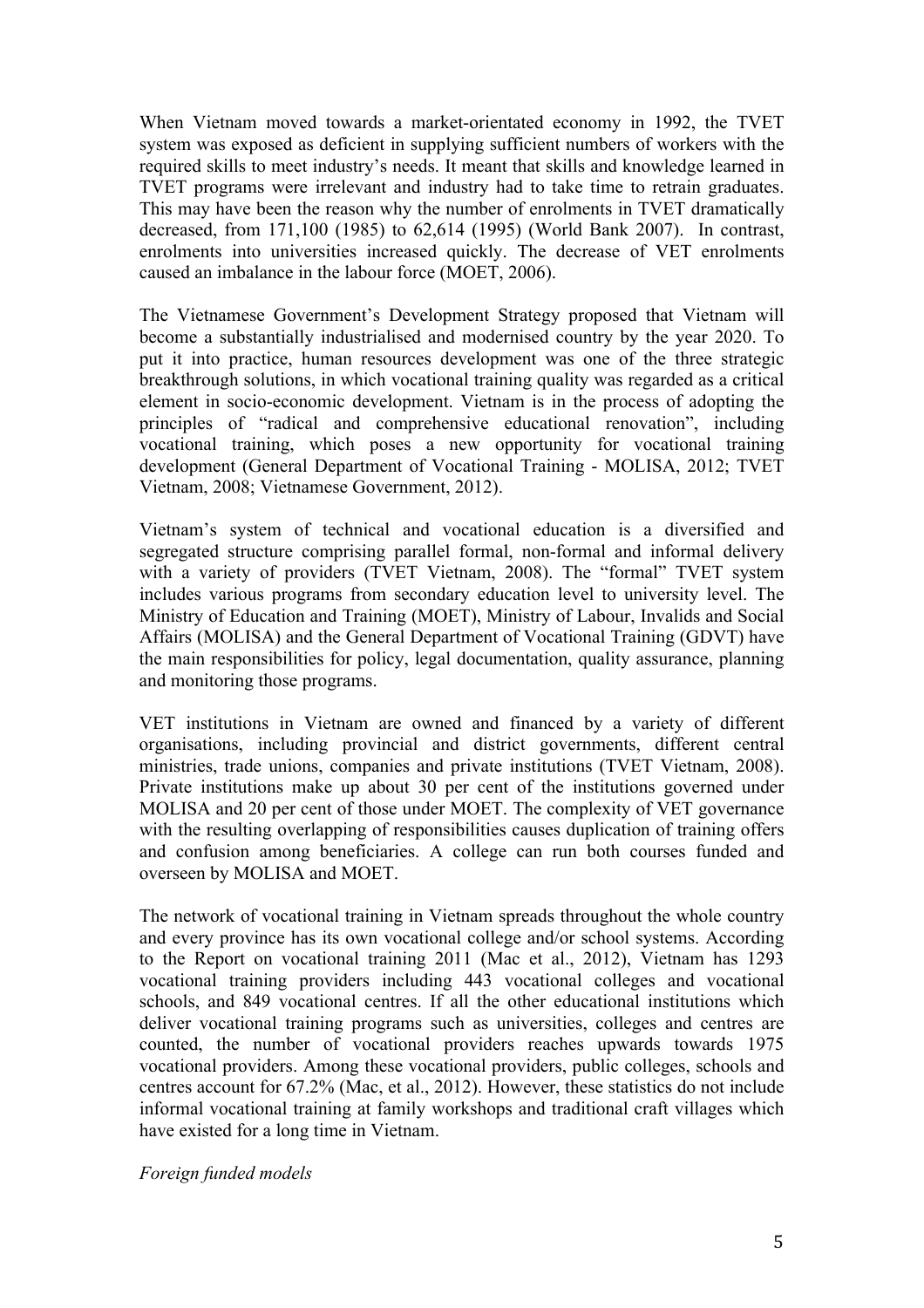When Vietnam moved towards a market-orientated economy in 1992, the TVET system was exposed as deficient in supplying sufficient numbers of workers with the required skills to meet industry's needs. It meant that skills and knowledge learned in TVET programs were irrelevant and industry had to take time to retrain graduates. This may have been the reason why the number of enrolments in TVET dramatically decreased, from 171,100 (1985) to 62,614 (1995) (World Bank 2007). In contrast, enrolments into universities increased quickly. The decrease of VET enrolments caused an imbalance in the labour force (MOET, 2006).

The Vietnamese Government's Development Strategy proposed that Vietnam will become a substantially industrialised and modernised country by the year 2020. To put it into practice, human resources development was one of the three strategic breakthrough solutions, in which vocational training quality was regarded as a critical element in socio-economic development. Vietnam is in the process of adopting the principles of "radical and comprehensive educational renovation", including vocational training, which poses a new opportunity for vocational training development (General Department of Vocational Training - MOLISA, 2012; TVET Vietnam, 2008; Vietnamese Government, 2012).

Vietnam's system of technical and vocational education is a diversified and segregated structure comprising parallel formal, non-formal and informal delivery with a variety of providers (TVET Vietnam, 2008). The "formal" TVET system includes various programs from secondary education level to university level. The Ministry of Education and Training (MOET), Ministry of Labour, Invalids and Social Affairs (MOLISA) and the General Department of Vocational Training (GDVT) have the main responsibilities for policy, legal documentation, quality assurance, planning and monitoring those programs.

VET institutions in Vietnam are owned and financed by a variety of different organisations, including provincial and district governments, different central ministries, trade unions, companies and private institutions (TVET Vietnam, 2008). Private institutions make up about 30 per cent of the institutions governed under MOLISA and 20 per cent of those under MOET. The complexity of VET governance with the resulting overlapping of responsibilities causes duplication of training offers and confusion among beneficiaries. A college can run both courses funded and overseen by MOLISA and MOET.

The network of vocational training in Vietnam spreads throughout the whole country and every province has its own vocational college and/or school systems. According to the Report on vocational training 2011 (Mac et al., 2012), Vietnam has 1293 vocational training providers including 443 vocational colleges and vocational schools, and 849 vocational centres. If all the other educational institutions which deliver vocational training programs such as universities, colleges and centres are counted, the number of vocational providers reaches upwards towards 1975 vocational providers. Among these vocational providers, public colleges, schools and centres account for 67.2% (Mac, et al., 2012). However, these statistics do not include informal vocational training at family workshops and traditional craft villages which have existed for a long time in Vietnam.

*Foreign funded models*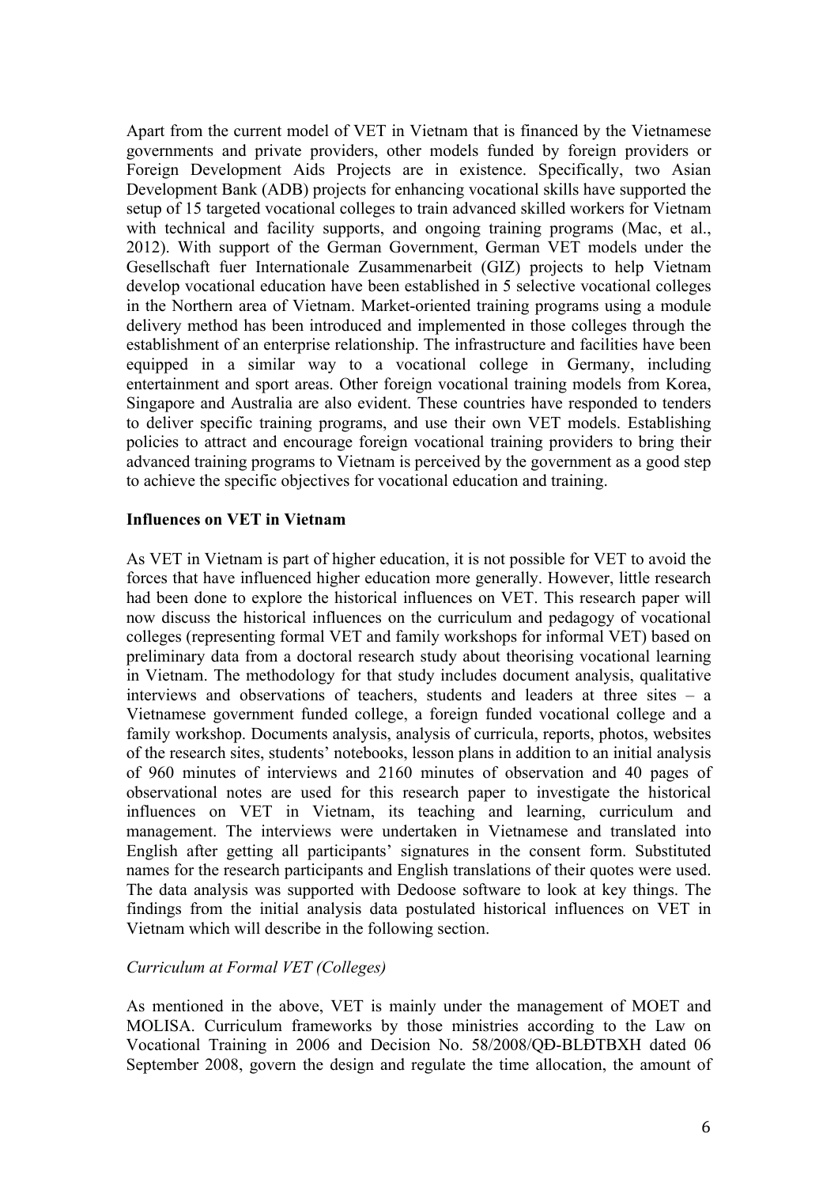Apart from the current model of VET in Vietnam that is financed by the Vietnamese governments and private providers, other models funded by foreign providers or Foreign Development Aids Projects are in existence. Specifically, two Asian Development Bank (ADB) projects for enhancing vocational skills have supported the setup of 15 targeted vocational colleges to train advanced skilled workers for Vietnam with technical and facility supports, and ongoing training programs (Mac, et al., 2012). With support of the German Government, German VET models under the Gesellschaft fuer Internationale Zusammenarbeit (GIZ) projects to help Vietnam develop vocational education have been established in 5 selective vocational colleges in the Northern area of Vietnam. Market-oriented training programs using a module delivery method has been introduced and implemented in those colleges through the establishment of an enterprise relationship. The infrastructure and facilities have been equipped in a similar way to a vocational college in Germany, including entertainment and sport areas. Other foreign vocational training models from Korea, Singapore and Australia are also evident. These countries have responded to tenders to deliver specific training programs, and use their own VET models. Establishing policies to attract and encourage foreign vocational training providers to bring their advanced training programs to Vietnam is perceived by the government as a good step to achieve the specific objectives for vocational education and training.

**Influences on VET in Vietnam**

As VET in Vietnam is part of higher education, it is not possible for VET to avoid the forces that have influenced higher education more generally. However, little research had been done to explore the historical influences on VET. This research paper will now discuss the historical influences on the curriculum and pedagogy of vocational colleges (representing formal VET and family workshops for informal VET) based on preliminary data from a doctoral research study about theorising vocational learning in Vietnam. The methodology for that study includes document analysis, qualitative interviews and observations of teachers, students and leaders at three sites – a Vietnamese government funded college, a foreign funded vocational college and a family workshop. Documents analysis, analysis of curricula, reports, photos, websites of the research sites, students' notebooks, lesson plans in addition to an initial analysis of 960 minutes of interviews and 2160 minutes of observation and 40 pages of observational notes are used for this research paper to investigate the historical influences on VET in Vietnam, its teaching and learning, curriculum and management. The interviews were undertaken in Vietnamese and translated into English after getting all participants' signatures in the consent form. Substituted names for the research participants and English translations of their quotes were used. The data analysis was supported with Dedoose software to look at key things. The findings from the initial analysis data postulated historical influences on VET in Vietnam which will describe in the following section.

*Curriculum at Formal VET (Colleges)*

As mentioned in the above, VET is mainly under the management of MOET and MOLISA. Curriculum frameworks by those ministries according to the Law on Vocational Training in 2006 and Decision No. 58/2008/QĐ-BLĐTBXH dated 06 September 2008, govern the design and regulate the time allocation, the amount of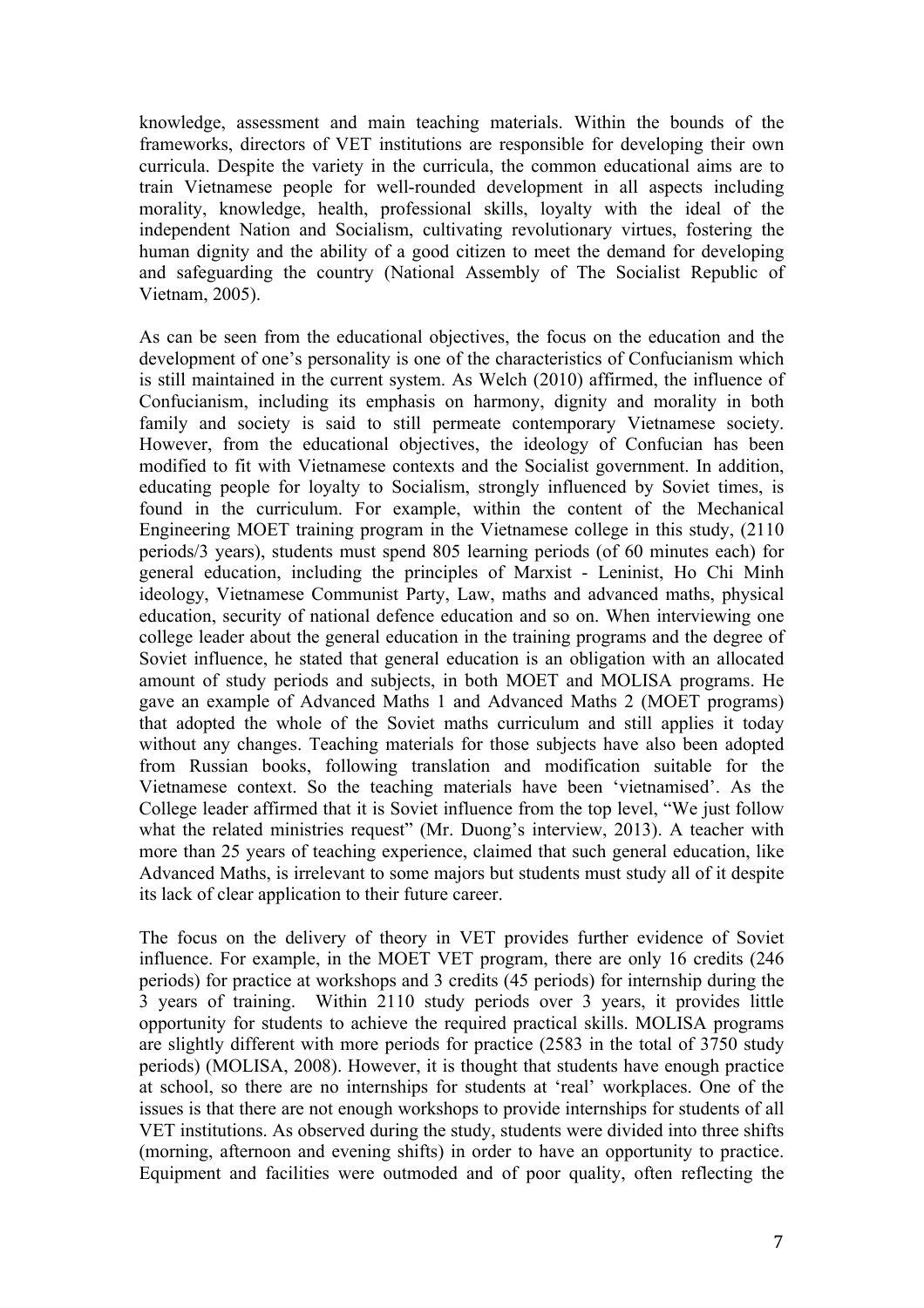knowledge, assessment and main teaching materials. Within the bounds of the frameworks, directors of VET institutions are responsible for developing their own curricula. Despite the variety in the curricula, the common educational aims are to train Vietnamese people for well-rounded development in all aspects including morality, knowledge, health, professional skills, loyalty with the ideal of the independent Nation and Socialism, cultivating revolutionary virtues, fostering the human dignity and the ability of a good citizen to meet the demand for developing and safeguarding the country (National Assembly of The Socialist Republic of Vietnam, 2005).

As can be seen from the educational objectives, the focus on the education and the development of one's personality is one of the characteristics of Confucianism which is still maintained in the current system. As Welch (2010) affirmed, the influence of Confucianism, including its emphasis on harmony, dignity and morality in both family and society is said to still permeate contemporary Vietnamese society. However, from the educational objectives, the ideology of Confucian has been modified to fit with Vietnamese contexts and the Socialist government. In addition, educating people for loyalty to Socialism, strongly influenced by Soviet times, is found in the curriculum. For example, within the content of the Mechanical Engineering MOET training program in the Vietnamese college in this study, (2110 periods/3 years), students must spend 805 learning periods (of 60 minutes each) for general education, including the principles of Marxist - Leninist, Ho Chi Minh ideology, Vietnamese Communist Party, Law, maths and advanced maths, physical education, security of national defence education and so on. When interviewing one college leader about the general education in the training programs and the degree of Soviet influence, he stated that general education is an obligation with an allocated amount of study periods and subjects, in both MOET and MOLISA programs. He gave an example of Advanced Maths 1 and Advanced Maths 2 (MOET programs) that adopted the whole of the Soviet maths curriculum and still applies it today without any changes. Teaching materials for those subjects have also been adopted from Russian books, following translation and modification suitable for the Vietnamese context. So the teaching materials have been 'vietnamised'. As the College leader affirmed that it is Soviet influence from the top level, "We just follow what the related ministries request" (Mr. Duong's interview, 2013). A teacher with more than 25 years of teaching experience, claimed that such general education, like Advanced Maths, is irrelevant to some majors but students must study all of it despite its lack of clear application to their future career.

The focus on the delivery of theory in VET provides further evidence of Soviet influence. For example, in the MOET VET program, there are only 16 credits (246 periods) for practice at workshops and 3 credits (45 periods) for internship during the 3 years of training. Within 2110 study periods over 3 years, it provides little opportunity for students to achieve the required practical skills. MOLISA programs are slightly different with more periods for practice (2583 in the total of 3750 study periods) (MOLISA, 2008). However, it is thought that students have enough practice at school, so there are no internships for students at 'real' workplaces. One of the issues is that there are not enough workshops to provide internships for students of all VET institutions. As observed during the study, students were divided into three shifts (morning, afternoon and evening shifts) in order to have an opportunity to practice. Equipment and facilities were outmoded and of poor quality, often reflecting the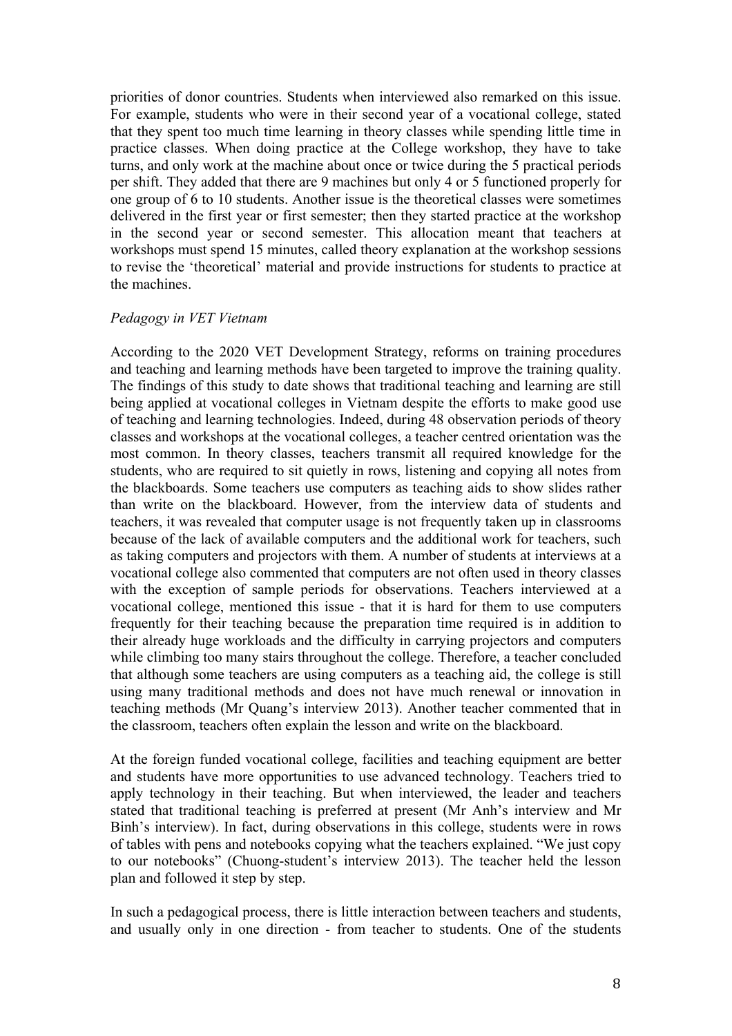priorities of donor countries. Students when interviewed also remarked on this issue. For example, students who were in their second year of a vocational college, stated that they spent too much time learning in theory classes while spending little time in practice classes. When doing practice at the College workshop, they have to take turns, and only work at the machine about once or twice during the 5 practical periods per shift. They added that there are 9 machines but only 4 or 5 functioned properly for one group of 6 to 10 students. Another issue is the theoretical classes were sometimes delivered in the first year or first semester; then they started practice at the workshop in the second year or second semester. This allocation meant that teachers at workshops must spend 15 minutes, called theory explanation at the workshop sessions to revise the 'theoretical' material and provide instructions for students to practice at the machines.

*Pedagogy in VET Vietnam*

According to the 2020 VET Development Strategy, reforms on training procedures and teaching and learning methods have been targeted to improve the training quality. The findings of this study to date shows that traditional teaching and learning are still being applied at vocational colleges in Vietnam despite the efforts to make good use of teaching and learning technologies. Indeed, during 48 observation periods of theory classes and workshops at the vocational colleges, a teacher centred orientation was the most common. In theory classes, teachers transmit all required knowledge for the students, who are required to sit quietly in rows, listening and copying all notes from the blackboards. Some teachers use computers as teaching aids to show slides rather than write on the blackboard. However, from the interview data of students and teachers, it was revealed that computer usage is not frequently taken up in classrooms because of the lack of available computers and the additional work for teachers, such as taking computers and projectors with them. A number of students at interviews at a vocational college also commented that computers are not often used in theory classes with the exception of sample periods for observations. Teachers interviewed at a vocational college, mentioned this issue - that it is hard for them to use computers frequently for their teaching because the preparation time required is in addition to their already huge workloads and the difficulty in carrying projectors and computers while climbing too many stairs throughout the college. Therefore, a teacher concluded that although some teachers are using computers as a teaching aid, the college is still using many traditional methods and does not have much renewal or innovation in teaching methods (Mr Quang's interview 2013). Another teacher commented that in the classroom, teachers often explain the lesson and write on the blackboard.

At the foreign funded vocational college, facilities and teaching equipment are better and students have more opportunities to use advanced technology. Teachers tried to apply technology in their teaching. But when interviewed, the leader and teachers stated that traditional teaching is preferred at present (Mr Anh's interview and Mr Binh's interview). In fact, during observations in this college, students were in rows of tables with pens and notebooks copying what the teachers explained. "We just copy to our notebooks" (Chuong-student's interview 2013). The teacher held the lesson plan and followed it step by step.

In such a pedagogical process, there is little interaction between teachers and students, and usually only in one direction - from teacher to students. One of the students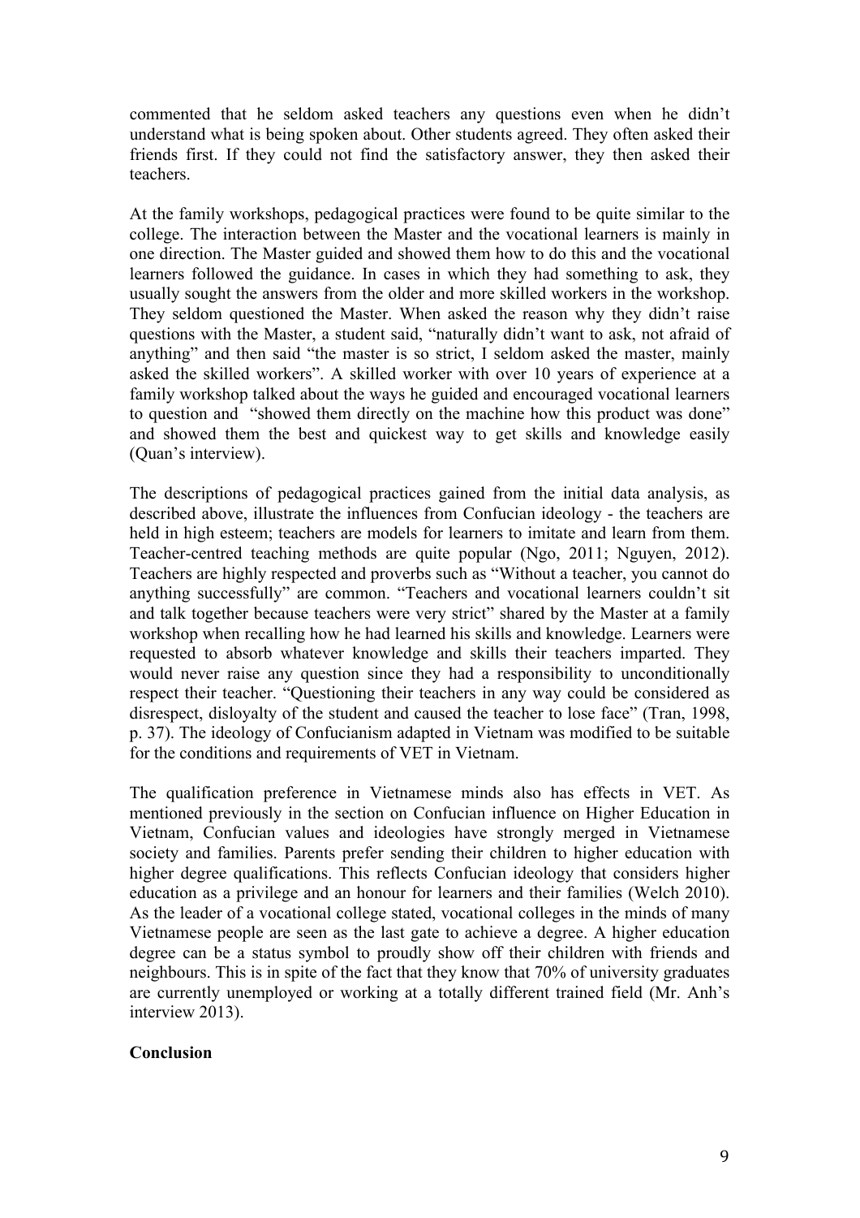commented that he seldom asked teachers any questions even when he didn't understand what is being spoken about. Other students agreed. They often asked their friends first. If they could not find the satisfactory answer, they then asked their teachers.

At the family workshops, pedagogical practices were found to be quite similar to the college. The interaction between the Master and the vocational learners is mainly in one direction. The Master guided and showed them how to do this and the vocational learners followed the guidance. In cases in which they had something to ask, they usually sought the answers from the older and more skilled workers in the workshop. They seldom questioned the Master. When asked the reason why they didn't raise questions with the Master, a student said, "naturally didn't want to ask, not afraid of anything" and then said "the master is so strict, I seldom asked the master, mainly asked the skilled workers". A skilled worker with over 10 years of experience at a family workshop talked about the ways he guided and encouraged vocational learners to question and "showed them directly on the machine how this product was done" and showed them the best and quickest way to get skills and knowledge easily (Quan's interview).

The descriptions of pedagogical practices gained from the initial data analysis, as described above, illustrate the influences from Confucian ideology - the teachers are held in high esteem; teachers are models for learners to imitate and learn from them. Teacher-centred teaching methods are quite popular (Ngo, 2011; Nguyen, 2012). Teachers are highly respected and proverbs such as "Without a teacher, you cannot do anything successfully" are common. "Teachers and vocational learners couldn't sit and talk together because teachers were very strict" shared by the Master at a family workshop when recalling how he had learned his skills and knowledge. Learners were requested to absorb whatever knowledge and skills their teachers imparted. They would never raise any question since they had a responsibility to unconditionally respect their teacher. "Questioning their teachers in any way could be considered as disrespect, disloyalty of the student and caused the teacher to lose face" (Tran, 1998, p. 37). The ideology of Confucianism adapted in Vietnam was modified to be suitable for the conditions and requirements of VET in Vietnam.

The qualification preference in Vietnamese minds also has effects in VET. As mentioned previously in the section on Confucian influence on Higher Education in Vietnam, Confucian values and ideologies have strongly merged in Vietnamese society and families. Parents prefer sending their children to higher education with higher degree qualifications. This reflects Confucian ideology that considers higher education as a privilege and an honour for learners and their families (Welch 2010). As the leader of a vocational college stated, vocational colleges in the minds of many Vietnamese people are seen as the last gate to achieve a degree. A higher education degree can be a status symbol to proudly show off their children with friends and neighbours. This is in spite of the fact that they know that 70% of university graduates are currently unemployed or working at a totally different trained field (Mr. Anh's interview 2013).

**Conclusion**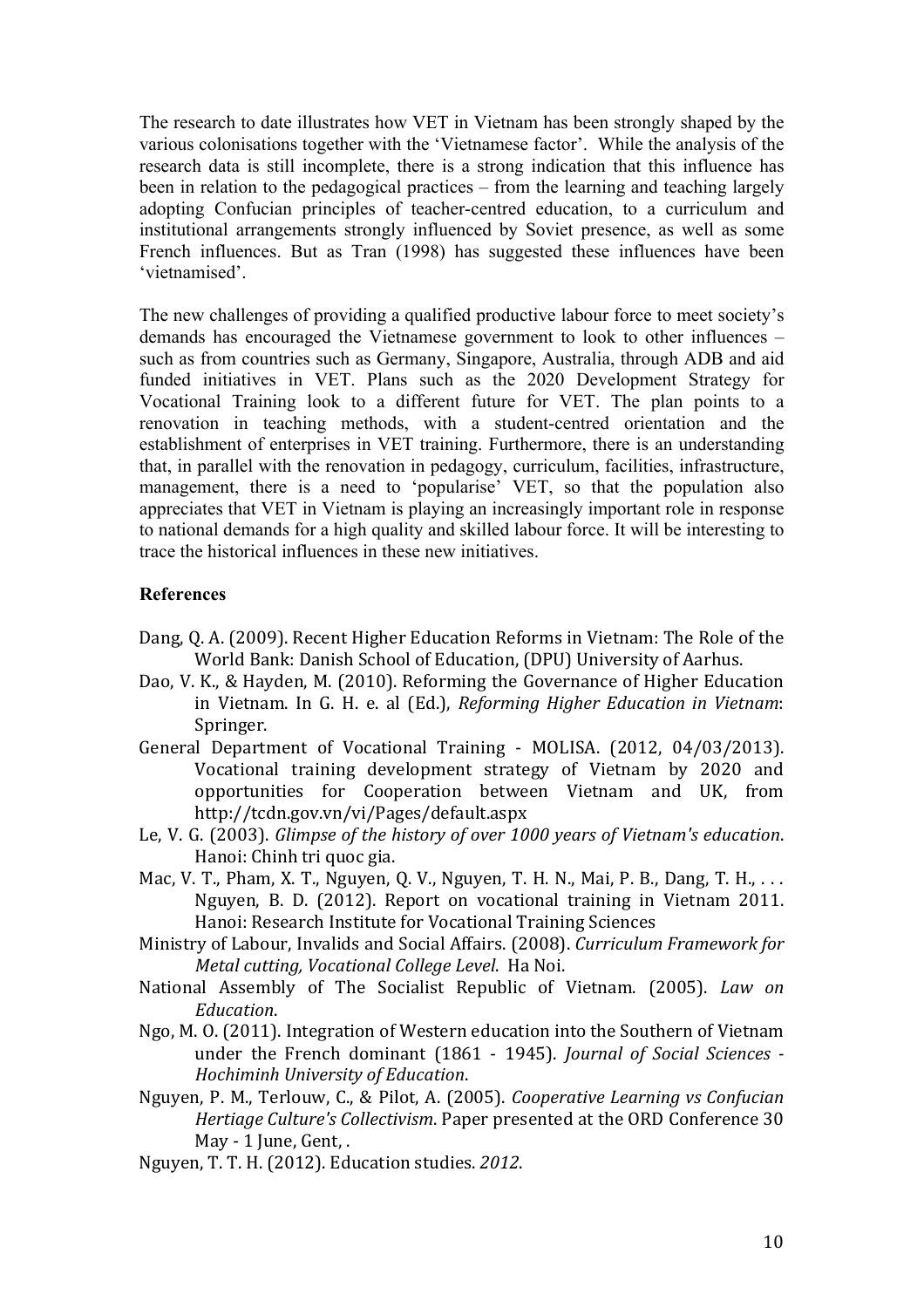The research to date illustrates how VET in Vietnam has been strongly shaped by the various colonisations together with the 'Vietnamese factor'. While the analysis of the research data is still incomplete, there is a strong indication that this influence has been in relation to the pedagogical practices – from the learning and teaching largely adopting Confucian principles of teacher-centred education, to a curriculum and institutional arrangements strongly influenced by Soviet presence, as well as some French influences. But as Tran (1998) has suggested these influences have been 'vietnamised'.

The new challenges of providing a qualified productive labour force to meet society's demands has encouraged the Vietnamese government to look to other influences – such as from countries such as Germany, Singapore, Australia, through ADB and aid funded initiatives in VET. Plans such as the 2020 Development Strategy for Vocational Training look to a different future for VET. The plan points to a renovation in teaching methods, with a student-centred orientation and the establishment of enterprises in VET training. Furthermore, there is an understanding that, in parallel with the renovation in pedagogy, curriculum, facilities, infrastructure, management, there is a need to 'popularise' VET, so that the population also appreciates that VET in Vietnam is playing an increasingly important role in response to national demands for a high quality and skilled labour force. It will be interesting to trace the historical influences in these new initiatives.

**References**

Dang, Q. A. (2009). Recent Higher Education Reforms in Vietnam: The Role of the World Bank: Danish School of Education, (DPU) University of Aarhus.

Dao, V. K., & Hayden, M. (2010). Reforming the Governance of Higher Education in Vietnam. In G. H. e. al (Ed.), *Reforming Higher Education in Vietnam*: Springer.

General Department of Vocational Training - MOLISA. (2012, 04/03/2013). Vocational training development strategy of Vietnam by 2020 and opportunities for Cooperation between Vietnam and UK, from http://tcdn.gov.vn/vi/Pages/default.aspx

Le, V. G. (2003). *Glimpse of the history of over 1000 years of Vietnam's education*. Hanoi: Chinh tri quoc gia.

Mac, V. T., Pham, X. T., Nguyen, Q. V., Nguyen, T. H. N., Mai, P. B., Dang, T. H., . . . Nguyen, B. D. (2012). Report on vocational training in Vietnam 2011. Hanoi: Research Institute for Vocational Training Sciences

Ministry of Labour, Invalids and Social Affairs. (2008). *Curriculum Framework for Metal cutting, Vocational College Level*. Ha Noi.

National Assembly of The Socialist Republic of Vietnam. (2005). *Law on Education*.

Ngo, M. O. (2011). Integration of Western education into the Southern of Vietnam under the French dominant (1861 - 1945). *Journal of Social Sciences - Hochiminh University of Education*.

Nguyen, P. M., Terlouw, C., & Pilot, A. (2005). *Cooperative Learning vs Confucian Hertiage Culture's Collectivism*. Paper presented at the ORD Conference 30 May - 1 June, Gent, .

Nguyen, T. T. H. (2012). Education studies. *2012*.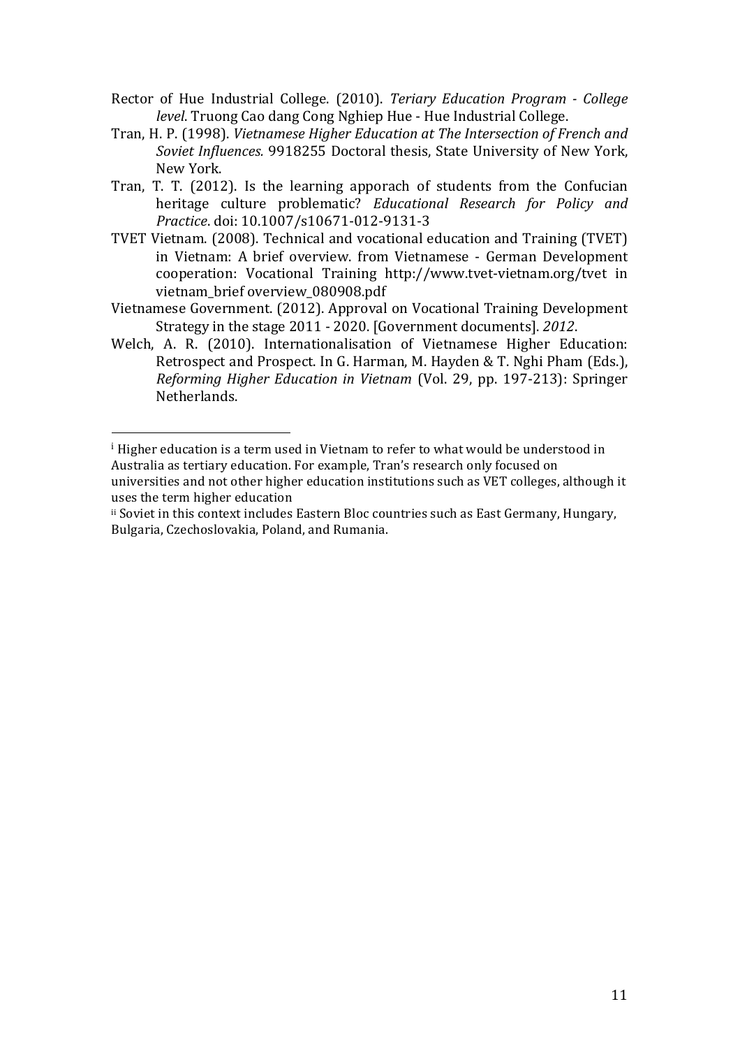Rector of Hue Industrial College. (2010). *Teriary Education Program - College level*. Truong Cao dang Cong Nghiep Hue - Hue Industrial College.

Tran, H. P. (1998). *Vietnamese Higher Education at The Intersection of French and Soviet Influences.* 9918255 Doctoral thesis, State University of New York, New York.

Tran, T. T. (2012). Is the learning apporach of students from the Confucian heritage culture problematic? *Educational Research for Policy and Practice*. doi: 10.1007/s10671-012-9131-3

TVET Vietnam. (2008). Technical and vocational education and Training (TVET) in Vietnam: A brief overview. from Vietnamese - German Development cooperation: Vocational Training http://www.tvet-vietnam.org/tvet in vietnam_brief overview_080908.pdf

Vietnamese Government. (2012). Approval on Vocational Training Development Strategy in the stage 2011 - 2020. [Government documents]. *2012*.

Welch, A. R. (2010). Internationalisation of Vietnamese Higher Education: Retrospect and Prospect. In G. Harman, M. Hayden & T. Nghi Pham (Eds.), *Reforming Higher Education in Vietnam* (Vol. 29, pp. 197-213): Springer Netherlands.

---

[i] Higher education is a term used in Vietnam to refer to what would be understood in Australia as tertiary education. For example, Tran's research only focused on universities and not other higher education institutions such as VET colleges, although it uses the term higher education

[ii] Soviet in this context includes Eastern Bloc countries such as East Germany, Hungary, Bulgaria, Czechoslovakia, Poland, and Rumania.